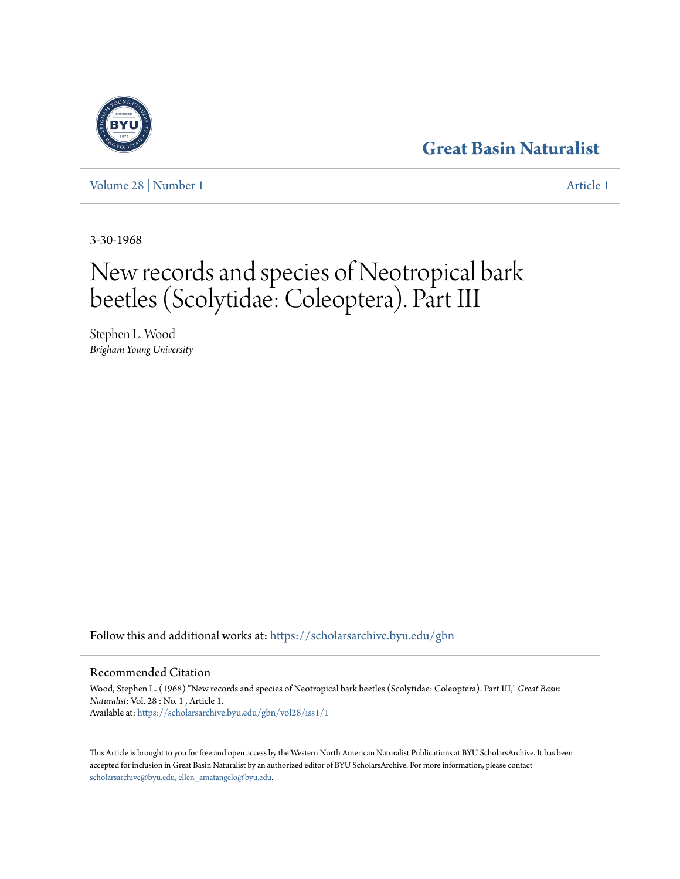# Great Basin Naturalist

Volume 28 | Number 1 — Article 1

3-30-1968

# New records and species of Neotropical bark beetles (Scolytidae: Coleoptera). Part III

Stephen L. Wood
*Brigham Young University*

Follow this and additional works at: https://scholarsarchive.byu.edu/gbn

## Recommended Citation

Wood, Stephen L. (1968) "New records and species of Neotropical bark beetles (Scolytidae: Coleoptera). Part III," *Great Basin Naturalist*: Vol. 28 : No. 1 , Article 1.
Available at: https://scholarsarchive.byu.edu/gbn/vol28/iss1/1

This Article is brought to you for free and open access by the Western North American Naturalist Publications at BYU ScholarsArchive. It has been accepted for inclusion in Great Basin Naturalist by an authorized editor of BYU ScholarsArchive. For more information, please contact scholarsarchive@byu.edu, ellen_amatangelo@byu.edu.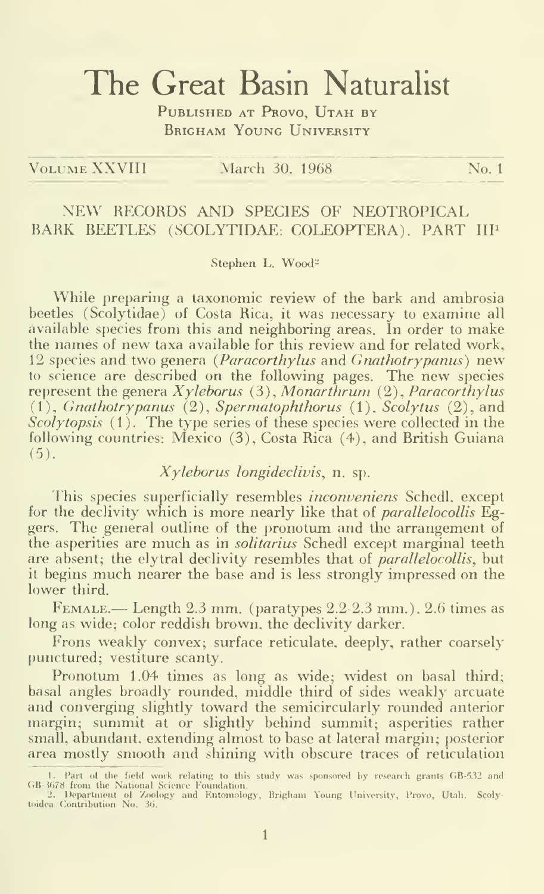# The Great Basin Naturalist

Published at Provo, Utah by
Brigham Young University

Volume XXVIII — March 30, 1968 — No. 1

## NEW RECORDS AND SPECIES OF NEOTROPICAL BARK BEETLES (SCOLYTIDAE: COLEOPTERA). PART III[1]

Stephen L. Wood[2]

While preparing a taxonomic review of the bark and ambrosia beetles (Scolytidae) of Costa Rica, it was necessary to examine all available species from this and neighboring areas. In order to make the names of new taxa available for this review and for related work, 12 species and two genera (*Paracorthylus* and *Gnathotrypanus*) new to science are described on the following pages. The new species represent the genera *Xyleborus* (3), *Monarthrum* (2), *Paracorthylus* (1), *Gnathotrypanus* (2), *Spermatophthorus* (1), *Scolytus* (2), and *Scolytopsis* (1). The type series of these species were collected in the following countries: Mexico (3), Costa Rica (4), and British Guiana (5).

### *Xyleborus longideclivis*, n. sp.

This species superficially resembles *inconveniens* Schedl, except for the declivity which is more nearly like that of *parallelocollis* Eggers. The general outline of the pronotum and the arrangement of the asperities are much as in *solitarius* Schedl except marginal teeth are absent; the elytral declivity resembles that of *parallelocollis*, but it begins much nearer the base and is less strongly impressed on the lower third.

Female.— Length 2.3 mm. (paratypes 2.2-2.3 mm.), 2.6 times as long as wide; color reddish brown, the declivity darker.

Frons weakly convex; surface reticulate, deeply, rather coarsely punctured; vestiture scanty.

Pronotum 1.04 times as long as wide; widest on basal third; basal angles broadly rounded, middle third of sides weakly arcuate and converging slightly toward the semicircularly rounded anterior margin; summit at or slightly behind summit; asperities rather small, abundant, extending almost to base at lateral margin; posterior area mostly smooth and shining with obscure traces of reticulation

---

1. Part of the field work relating to this study was sponsored by research grants GB-532 and GB-3678 from the National Science Foundation.
2. Department of Zoology and Entomology, Brigham Young University, Provo, Utah. Scolytoidea Contribution No. 36.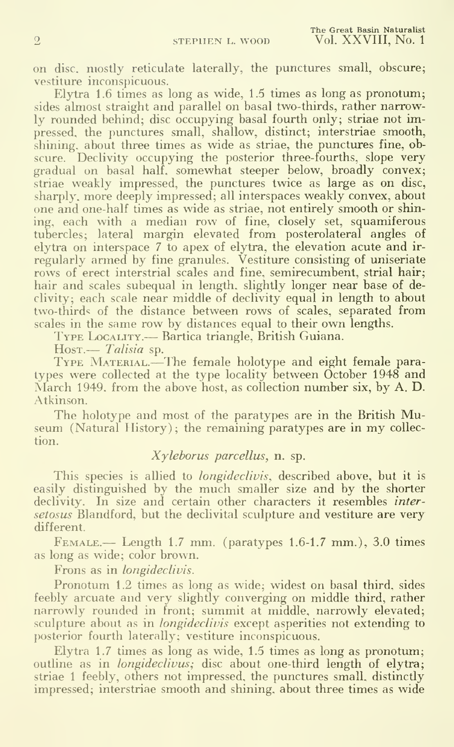on disc, mostly reticulate laterally, the punctures small, obscure; vestiture inconspicuous.

Elytra 1.6 times as long as wide, 1.5 times as long as pronotum; sides almost straight and parallel on basal two-thirds, rather narrowly rounded behind; disc occupying basal fourth only; striae not impressed, the punctures small, shallow, distinct; interstriae smooth, shining, about three times as wide as striae, the punctures fine, obscure. Declivity occupying the posterior three-fourths, slope very gradual on basal half, somewhat steeper below, broadly convex; striae weakly impressed, the punctures twice as large as on disc, sharply, more deeply impressed; all interspaces weakly convex, about one and one-half times as wide as striae, not entirely smooth or shining, each with a median row of fine, closely set, squamiferous tubercles; lateral margin elevated from posterolateral angles of elytra on interspace 7 to apex of elytra, the elevation acute and irregularly armed by fine granules. Vestiture consisting of uniseriate rows of erect interstrial scales and fine, semirecumbent, strial hair; hair and scales subequal in length, slightly longer near base of declivity; each scale near middle of declivity equal in length to about two-thirds of the distance between rows of scales, separated from scales in the same row by distances equal to their own lengths.

Type Locality.— Bartica triangle, British Guiana.

Host.— *Talisia* sp.

Type Material.—The female holotype and eight female paratypes were collected at the type locality between October 1948 and March 1949, from the above host, as collection number six, by A. D. Atkinson.

The holotype and most of the paratypes are in the British Museum (Natural History); the remaining paratypes are in my collection.

### *Xyleborus parcellus*, n. sp.

This species is allied to *longideclivis*, described above, but it is easily distinguished by the much smaller size and by the shorter declivity. In size and certain other characters it resembles *intersetosus* Blandford, but the declivital sculpture and vestiture are very different.

Female.— Length 1.7 mm. (paratypes 1.6-1.7 mm.), 3.0 times as long as wide; color brown.

Frons as in *longideclivis*.

Pronotum 1.2 times as long as wide; widest on basal third, sides feebly arcuate and very slightly converging on middle third, rather narrowly rounded in front; summit at middle, narrowly elevated; sculpture about as in *longideclivis* except asperities not extending to posterior fourth laterally; vestiture inconspicuous.

Elytra 1.7 times as long as wide, 1.5 times as long as pronotum; outline as in *longideclivus;* disc about one-third length of elytra; striae 1 feebly, others not impressed, the punctures small, distinctly impressed; interstriae smooth and shining, about three times as wide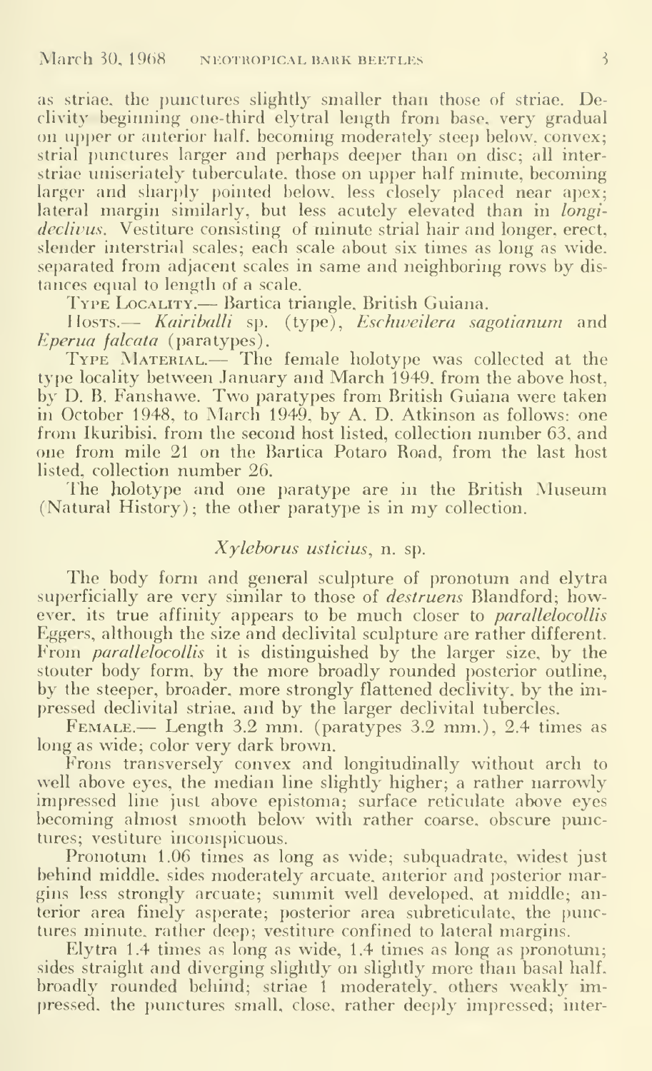as striae, the punctures slightly smaller than those of striae. Declivity beginning one-third elytral length from base, very gradual on upper or anterior half, becoming moderately steep below, convex; strial punctures larger and perhaps deeper than on disc; all interstriae uniseriately tuberculate, those on upper half minute, becoming larger and sharply pointed below, less closely placed near apex; lateral margin similarly, but less acutely elevated than in *longideclivus*. Vestiture consisting of minute strial hair and longer, erect, slender interstrial scales; each scale about six times as long as wide, separated from adjacent scales in same and neighboring rows by distances equal to length of a scale.

Type Locality.— Bartica triangle, British Guiana.

Hosts.— *Kairiballi* sp. (type), *Eschweilera sagotianum* and *Eperua falcata* (paratypes).

Type Material.— The female holotype was collected at the type locality between January and March 1949, from the above host, by D. B. Fanshawe. Two paratypes from British Guiana were taken in October 1948, to March 1949, by A. D. Atkinson as follows: one from Ikuribisi, from the second host listed, collection number 63, and one from mile 21 on the Bartica Potaro Road, from the last host listed, collection number 26.

The holotype and one paratype are in the British Museum (Natural History); the other paratype is in my collection.

### *Xyleborus usticius*, n. sp.

The body form and general sculpture of pronotum and elytra superficially are very similar to those of *destruens* Blandford; however, its true affinity appears to be much closer to *parallelocollis* Eggers, although the size and declivital sculpture are rather different. From *parallelocollis* it is distinguished by the larger size, by the stouter body form, by the more broadly rounded posterior outline, by the steeper, broader, more strongly flattened declivity, by the impressed declivital striae, and by the larger declivital tubercles.

Female.— Length 3.2 mm. (paratypes 3.2 mm.), 2.4 times as long as wide; color very dark brown.

Frons transversely convex and longitudinally without arch to well above eyes, the median line slightly higher; a rather narrowly impressed line just above epistoma; surface reticulate above eyes becoming almost smooth below with rather coarse, obscure punctures; vestiture inconspicuous.

Pronotum 1.06 times as long as wide; subquadrate, widest just behind middle, sides moderately arcuate, anterior and posterior margins less strongly arcuate; summit well developed, at middle; anterior area finely asperate; posterior area subreticulate, the punctures minute, rather deep; vestiture confined to lateral margins.

Elytra 1.4 times as long as wide, 1.4 times as long as pronotum; sides straight and diverging slightly on slightly more than basal half, broadly rounded behind; striae 1 moderately, others weakly impressed, the punctures small, close, rather deeply impressed; inter-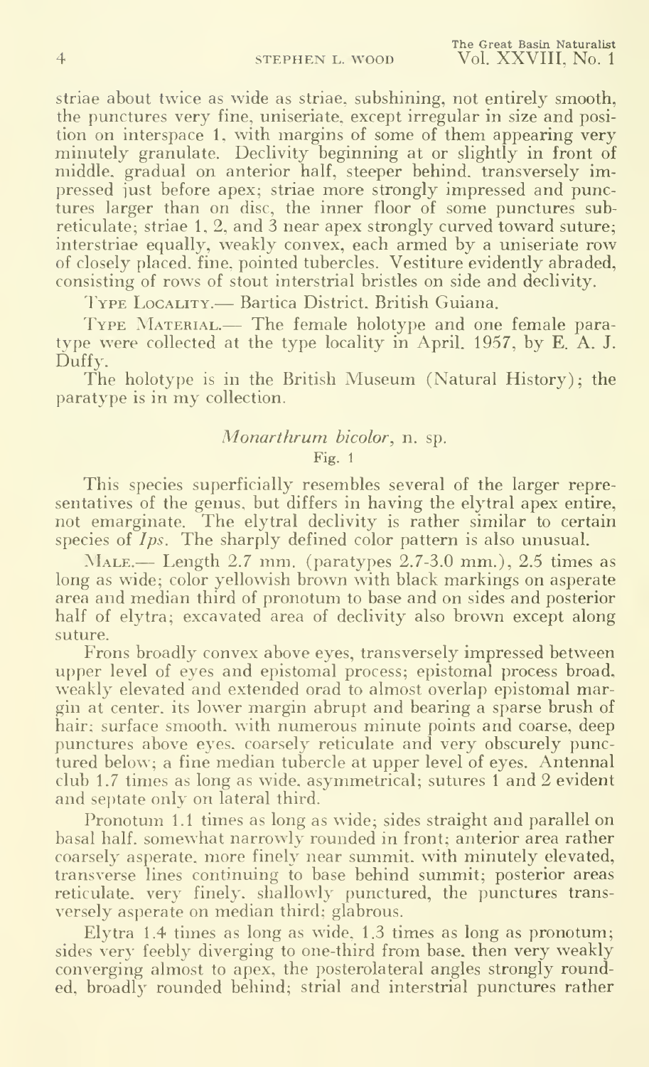striae about twice as wide as striae, subshining, not entirely smooth, the punctures very fine, uniseriate, except irregular in size and position on interspace 1, with margins of some of them appearing very minutely granulate. Declivity beginning at or slightly in front of middle, gradual on anterior half, steeper behind, transversely impressed just before apex; striae more strongly impressed and punctures larger than on disc, the inner floor of some punctures subreticulate; striae 1, 2, and 3 near apex strongly curved toward suture; interstriae equally, weakly convex, each armed by a uniseriate row of closely placed, fine, pointed tubercles. Vestiture evidently abraded, consisting of rows of stout interstrial bristles on side and declivity.

Type Locality.— Bartica District, British Guiana.

Type Material.— The female holotype and one female paratype were collected at the type locality in April, 1957, by E. A. J. Duffy.

The holotype is in the British Museum (Natural History); the paratype is in my collection.

## *Monarthrum bicolor*, n. sp.

Fig. 1

This species superficially resembles several of the larger representatives of the genus, but differs in having the elytral apex entire, not emarginate. The elytral declivity is rather similar to certain species of *Ips*. The sharply defined color pattern is also unusual.

Male.— Length 2.7 mm. (paratypes 2.7-3.0 mm.), 2.5 times as long as wide; color yellowish brown with black markings on asperate area and median third of pronotum to base and on sides and posterior half of elytra; excavated area of declivity also brown except along suture.

Frons broadly convex above eyes, transversely impressed between upper level of eyes and epistomal process; epistomal process broad, weakly elevated and extended orad to almost overlap epistomal margin at center, its lower margin abrupt and bearing a sparse brush of hair; surface smooth, with numerous minute points and coarse, deep punctures above eyes, coarsely reticulate and very obscurely punctured below; a fine median tubercle at upper level of eyes. Antennal club 1.7 times as long as wide, asymmetrical; sutures 1 and 2 evident and septate only on lateral third.

Pronotum 1.1 times as long as wide; sides straight and parallel on basal half, somewhat narrowly rounded in front; anterior area rather coarsely asperate, more finely near summit, with minutely elevated, transverse lines continuing to base behind summit; posterior areas reticulate, very finely, shallowly punctured, the punctures transversely asperate on median third; glabrous.

Elytra 1.4 times as long as wide, 1.3 times as long as pronotum; sides very feebly diverging to one-third from base, then very weakly converging almost to apex, the posterolateral angles strongly rounded, broadly rounded behind; strial and interstrial punctures rather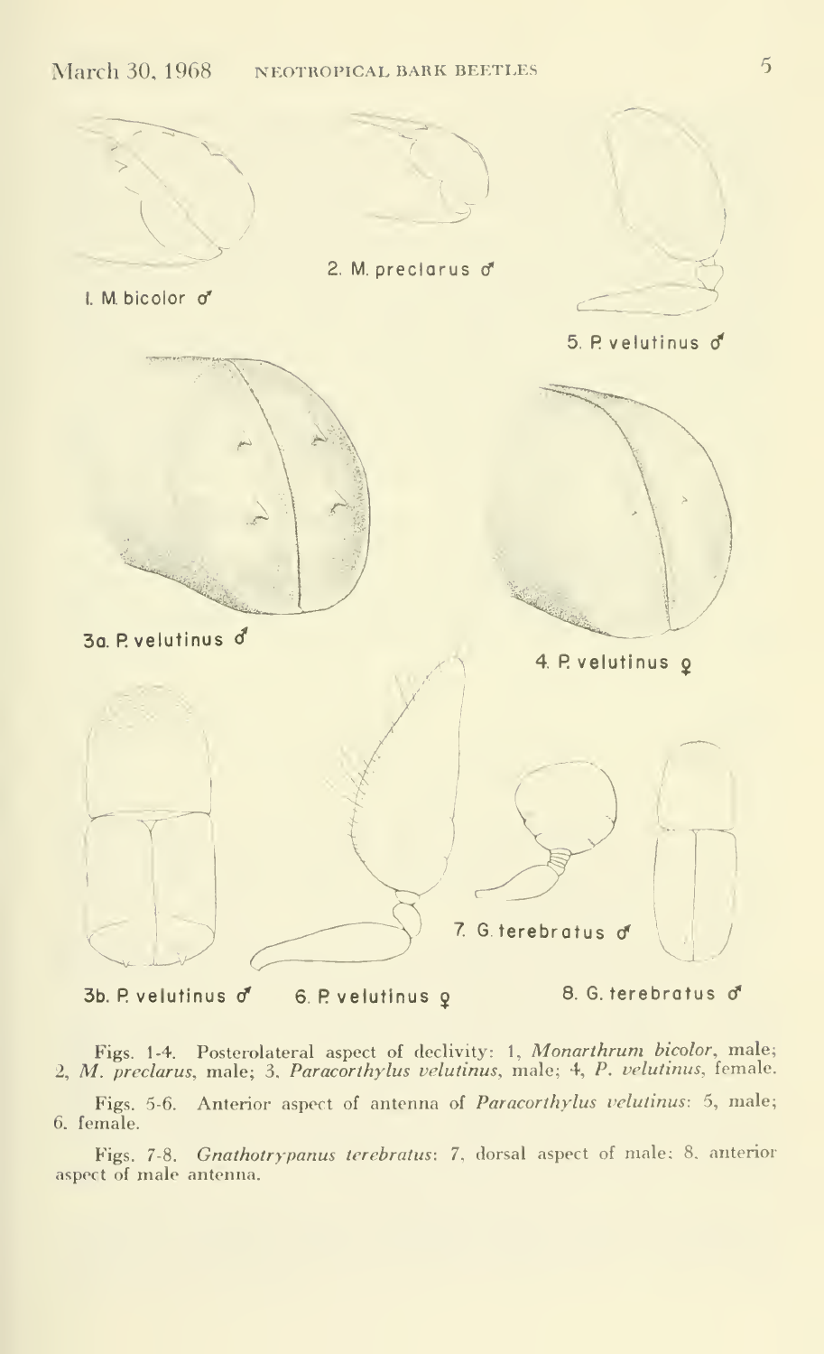Figs. 1-4. Posterolateral aspect of declivity: 1, *Monarthrum bicolor*, male; 2, *M. preclarus*, male; 3, *Paracorthylus velutinus*, male; 4, *P. velutinus*, female.

Figs. 5-6. Anterior aspect of antenna of *Paracorthylus velutinus*: 5, male; 6. female.

Figs. 7-8. *Gnathotrypanus terebratus*: 7, dorsal aspect of male; 8. anterior aspect of male antenna.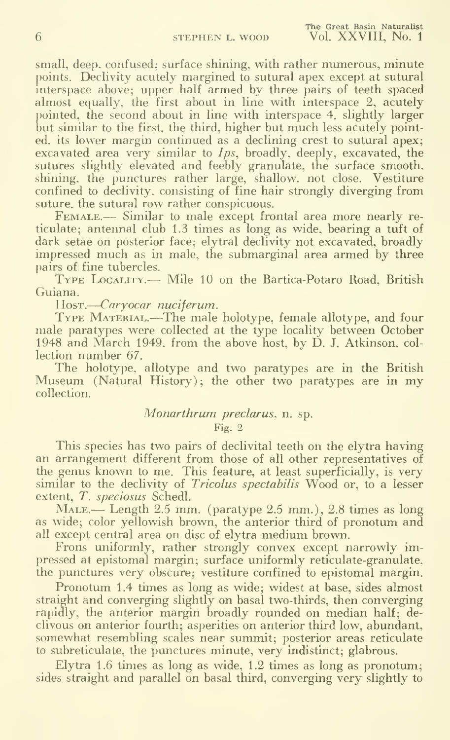small, deep, confused; surface shining, with rather numerous, minute points. Declivity acutely margined to sutural apex except at sutural interspace above; upper half armed by three pairs of teeth spaced almost equally, the first about in line with interspace 2, acutely pointed, the second about in line with interspace 4, slightly larger but similar to the first, the third, higher but much less acutely pointed, its lower margin continued as a declining crest to sutural apex; excavated area very similar to *Ips*, broadly, deeply, excavated, the sutures slightly elevated and feebly granulate, the surface smooth, shining, the punctures rather large, shallow, not close. Vestiture confined to declivity, consisting of fine hair strongly diverging from suture, the sutural row rather conspicuous.

Female.— Similar to male except frontal area more nearly reticulate; antennal club 1.3 times as long as wide, bearing a tuft of dark setae on posterior face; elytral declivity not excavated, broadly impressed much as in male, the submarginal area armed by three pairs of fine tubercles.

Type Locality.— Mile 10 on the Bartica-Potaro Road, British Guiana.

Host.—*Caryocar nuciferum*.

Type Material.—The male holotype, female allotype, and four male paratypes were collected at the type locality between October 1948 and March 1949, from the above host, by D. J. Atkinson, collection number 67.

The holotype, allotype and two paratypes are in the British Museum (Natural History); the other two paratypes are in my collection.

### *Monarthrum preclarus*, n. sp.

Fig. 2

This species has two pairs of declivital teeth on the elytra having an arrangement different from those of all other representatives of the genus known to me. This feature, at least superficially, is very similar to the declivity of *Tricolus spectabilis* Wood or, to a lesser extent, *T. speciosus* Schedl.

Male.— Length 2.5 mm. (paratype 2.5 mm.), 2.8 times as long as wide; color yellowish brown, the anterior third of pronotum and all except central area on disc of elytra medium brown.

Frons uniformly, rather strongly convex except narrowly impressed at epistomal margin; surface uniformly reticulate-granulate, the punctures very obscure; vestiture confined to epistomal margin.

Pronotum 1.4 times as long as wide; widest at base, sides almost straight and converging slightly on basal two-thirds, then converging rapidly, the anterior margin broadly rounded on median half; declivous on anterior fourth; asperities on anterior third low, abundant, somewhat resembling scales near summit; posterior areas reticulate to subreticulate, the punctures minute, very indistinct; glabrous.

Elytra 1.6 times as long as wide, 1.2 times as long as pronotum; sides straight and parallel on basal third, converging very slightly to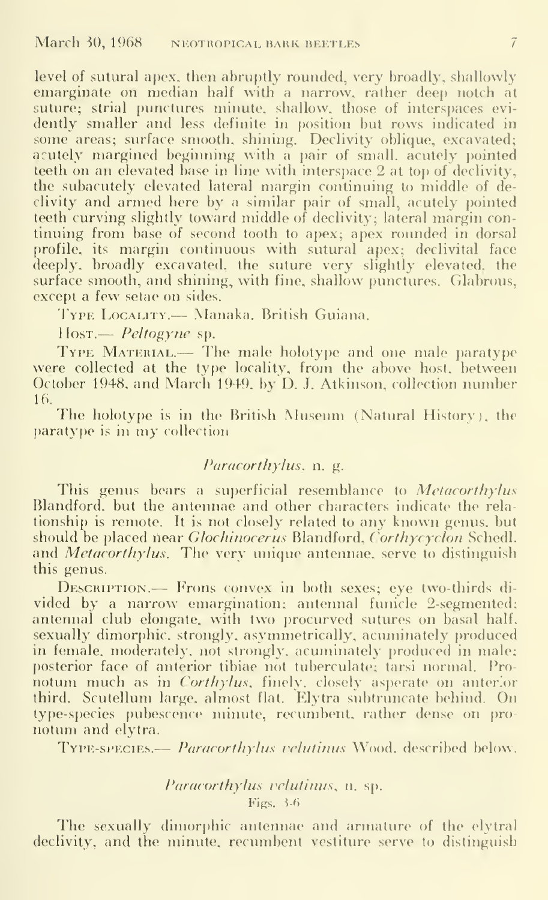level of sutural apex, then abruptly rounded, very broadly, shallowly emarginate on median half with a narrow, rather deep notch at suture; strial punctures minute, shallow, those of interspaces evidently smaller and less definite in position but rows indicated in some areas; surface smooth, shining. Declivity oblique, excavated; acutely margined beginning with a pair of small, acutely pointed teeth on an elevated base in line with interspace 2 at top of declivity, the subacutely elevated lateral margin continuing to middle of declivity and armed here by a similar pair of small, acutely pointed teeth curving slightly toward middle of declivity; lateral margin continuing from base of second tooth to apex; apex rounded in dorsal profile, its margin continuous with sutural apex; declivital face deeply, broadly excavated, the suture very slightly elevated, the surface smooth, and shining, with fine, shallow punctures. Glabrous, except a few setae on sides.

Type Locality.— Manaka, British Guiana.

Host.— *Peltogyne* sp.

Type Material.— The male holotype and one male paratype were collected at the type locality, from the above host, between October 1948, and March 1949, by D. J. Atkinson, collection number 16.

The holotype is in the British Museum (Natural History), the paratype is in my collection

### *Paracorthylus*, n. g.

This genus bears a superficial resemblance to *Metacorthylus* Blandford, but the antennae and other characters indicate the relationship is remote. It is not closely related to any known genus, but should be placed near *Glochinocerus* Blandford, *Corthycyclon* Schedl. and *Metacorthylus*. The very unique antennae, serve to distinguish this genus.

Description.— Frons convex in both sexes; eye two-thirds divided by a narrow emargination; antennal funicle 2-segmented; antennal club elongate, with two procurved sutures on basal half, sexually dimorphic, strongly, asymmetrically, acuminately produced in female, moderately, not strongly, acuminately produced in male; posterior face of anterior tibiae not tuberculate; tarsi normal. Pronotum much as in *Corthylus*, finely, closely asperate on anterior third. Scutellum large, almost flat. Elytra subtruncate behind. On type-species pubescence minute, recumbent, rather dense on pronotum and elytra.

Type-species.— *Paracorthylus velutinus* Wood, described below.

### *Paracorthylus velutinus*, n. sp.

Figs. 3-6

The sexually dimorphic antennae and armature of the elytral declivity, and the minute, recumbent vestiture serve to distinguish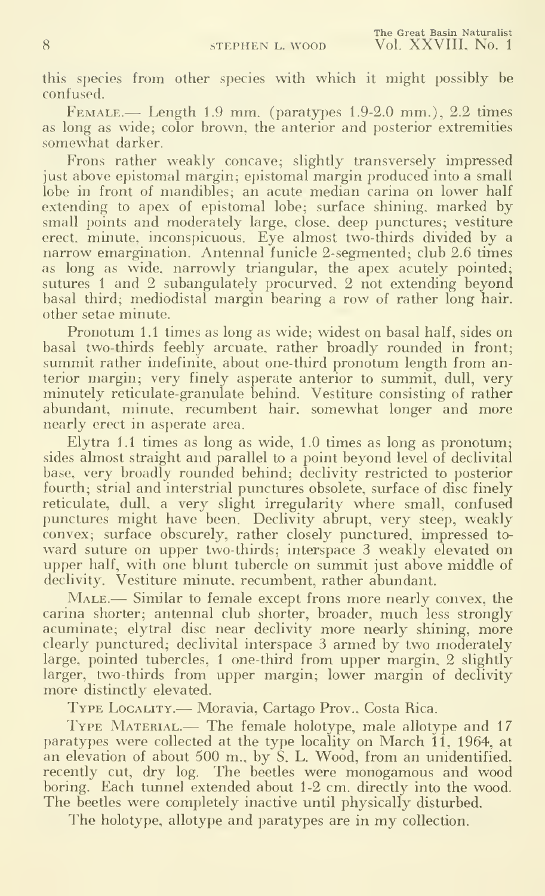this species from other species with which it might possibly be confused.

Female.— Length 1.9 mm. (paratypes 1.9-2.0 mm.), 2.2 times as long as wide; color brown, the anterior and posterior extremities somewhat darker.

Frons rather weakly concave; slightly transversely impressed just above epistomal margin; epistomal margin produced into a small lobe in front of mandibles; an acute median carina on lower half extending to apex of epistomal lobe; surface shining, marked by small points and moderately large, close, deep punctures; vestiture erect, minute, inconspicuous. Eye almost two-thirds divided by a narrow emargination. Antennal funicle 2-segmented; club 2.6 times as long as wide, narrowly triangular, the apex acutely pointed; sutures 1 and 2 subangulately procurved, 2 not extending beyond basal third; mediodistal margin bearing a row of rather long hair, other setae minute.

Pronotum 1.1 times as long as wide; widest on basal half, sides on basal two-thirds feebly arcuate, rather broadly rounded in front; summit rather indefinite, about one-third pronotum length from anterior margin; very finely asperate anterior to summit, dull, very minutely reticulate-granulate behind. Vestiture consisting of rather abundant, minute, recumbent hair, somewhat longer and more nearly erect in asperate area.

Elytra 1.1 times as long as wide, 1.0 times as long as pronotum; sides almost straight and parallel to a point beyond level of declivital base, very broadly rounded behind; declivity restricted to posterior fourth; strial and interstrial punctures obsolete, surface of disc finely reticulate, dull, a very slight irregularity where small, confused punctures might have been. Declivity abrupt, very steep, weakly convex; surface obscurely, rather closely punctured, impressed toward suture on upper two-thirds; interspace 3 weakly elevated on upper half, with one blunt tubercle on summit just above middle of declivity. Vestiture minute, recumbent, rather abundant.

Male.— Similar to female except frons more nearly convex, the carina shorter; antennal club shorter, broader, much less strongly acuminate; elytral disc near declivity more nearly shining, more clearly punctured; declivital interspace 3 armed by two moderately large, pointed tubercles, 1 one-third from upper margin, 2 slightly larger, two-thirds from upper margin; lower margin of declivity more distinctly elevated.

Type Locality.— Moravia, Cartago Prov., Costa Rica.

Type Material.— The female holotype, male allotype and 17 paratypes were collected at the type locality on March 11, 1964, at an elevation of about 500 m., by S. L. Wood, from an unidentified, recently cut, dry log. The beetles were monogamous and wood boring. Each tunnel extended about 1-2 cm. directly into the wood. The beetles were completely inactive until physically disturbed.

The holotype, allotype and paratypes are in my collection.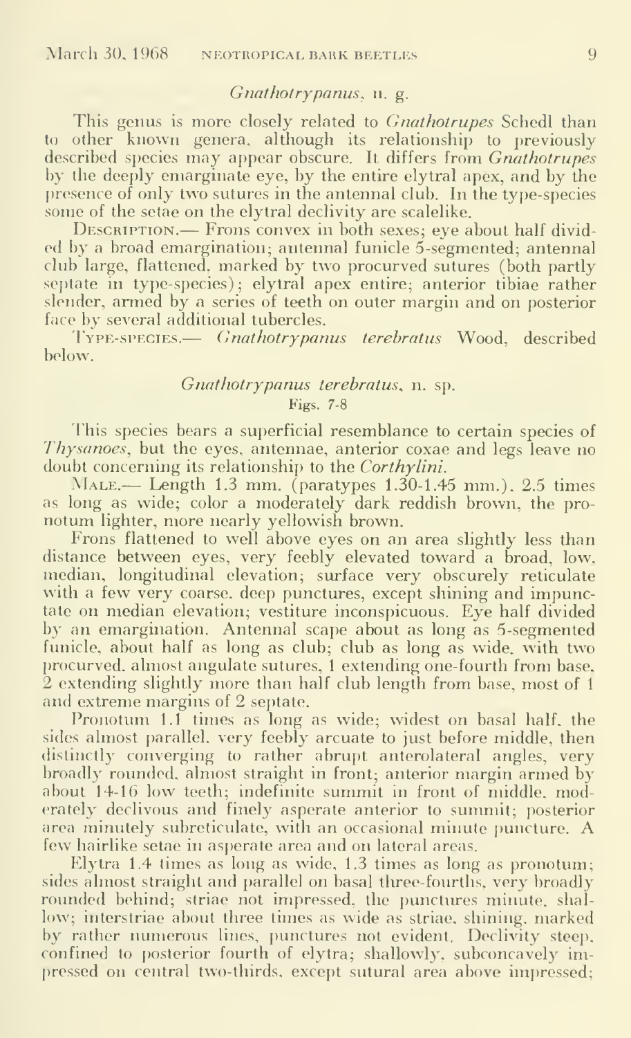## *Gnathotrypanus*, n. g.

This genus is more closely related to *Gnathotrupes* Schedl than to other known genera, although its relationship to previously described species may appear obscure. It differs from *Gnathotrupes* by the deeply emarginate eye, by the entire elytral apex, and by the presence of only two sutures in the antennal club. In the type-species some of the setae on the elytral declivity are scalelike.

DESCRIPTION.— Frons convex in both sexes; eye about half divided by a broad emargination; antennal funicle 5-segmented; antennal club large, flattened, marked by two procurved sutures (both partly septate in type-species); elytral apex entire; anterior tibiae rather slender, armed by a series of teeth on outer margin and on posterior face by several additional tubercles.

TYPE-SPECIES.— *Gnathotrypanus terebratus* Wood, described below.

### *Gnathotrypanus terebratus*, n. sp.

Figs. 7-8

This species bears a superficial resemblance to certain species of *Thysanoes*, but the eyes, antennae, anterior coxae and legs leave no doubt concerning its relationship to the *Corthylini*.

MALE.— Length 1.3 mm. (paratypes 1.30-1.45 mm.), 2.5 times as long as wide; color a moderately dark reddish brown, the pronotum lighter, more nearly yellowish brown.

Frons flattened to well above eyes on an area slightly less than distance between eyes, very feebly elevated toward a broad, low, median, longitudinal elevation; surface very obscurely reticulate with a few very coarse, deep punctures, except shining and impunctate on median elevation; vestiture inconspicuous. Eye half divided by an emargination. Antennal scape about as long as 5-segmented funicle, about half as long as club; club as long as wide, with two procurved, almost angulate sutures, 1 extending one-fourth from base, 2 extending slightly more than half club length from base, most of 1 and extreme margins of 2 septate.

Pronotum 1.1 times as long as wide; widest on basal half, the sides almost parallel, very feebly arcuate to just before middle, then distinctly converging to rather abrupt anterolateral angles, very broadly rounded, almost straight in front; anterior margin armed by about 14-16 low teeth; indefinite summit in front of middle, moderately declivous and finely asperate anterior to summit; posterior area minutely subreticulate, with an occasional minute puncture. A few hairlike setae in asperate area and on lateral areas.

Elytra 1.4 times as long as wide, 1.3 times as long as pronotum; sides almost straight and parallel on basal three-fourths, very broadly rounded behind; striae not impressed, the punctures minute, shallow; interstriae about three times as wide as striae, shining, marked by rather numerous lines, punctures not evident. Declivity steep, confined to posterior fourth of elytra; shallowly, subconcavely impressed on central two-thirds, except sutural area above impressed;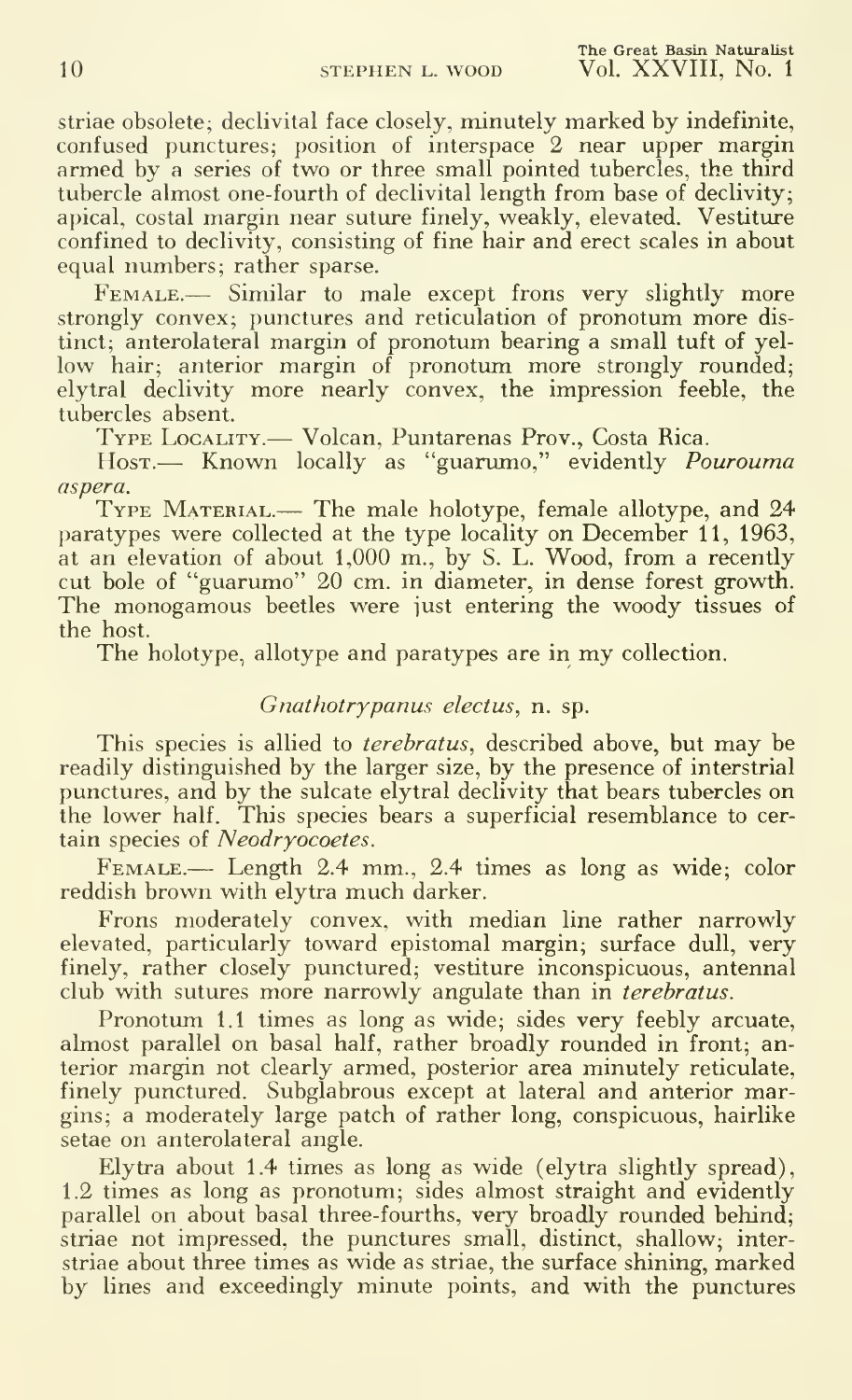striae obsolete; declivital face closely, minutely marked by indefinite, confused punctures; position of interspace 2 near upper margin armed by a series of two or three small pointed tubercles, the third tubercle almost one-fourth of declivital length from base of declivity; apical, costal margin near suture finely, weakly, elevated. Vestiture confined to declivity, consisting of fine hair and erect scales in about equal numbers; rather sparse.

FEMALE.— Similar to male except frons very slightly more strongly convex; punctures and reticulation of pronotum more distinct; anterolateral margin of pronotum bearing a small tuft of yellow hair; anterior margin of pronotum more strongly rounded; elytral declivity more nearly convex, the impression feeble, the tubercles absent.

TYPE LOCALITY.— Volcan, Puntarenas Prov., Costa Rica.

HOST.— Known locally as "guarumo," evidently *Pourouma aspera*.

TYPE MATERIAL.— The male holotype, female allotype, and 24 paratypes were collected at the type locality on December 11, 1963, at an elevation of about 1,000 m., by S. L. Wood, from a recently cut bole of "guarumo" 20 cm. in diameter, in dense forest growth. The monogamous beetles were just entering the woody tissues of the host.

The holotype, allotype and paratypes are in my collection.

### *Gnathotrypanus electus*, n. sp.

This species is allied to *terebratus*, described above, but may be readily distinguished by the larger size, by the presence of interstrial punctures, and by the sulcate elytral declivity that bears tubercles on the lower half. This species bears a superficial resemblance to certain species of *Neodryocoetes*.

FEMALE.— Length 2.4 mm., 2.4 times as long as wide; color reddish brown with elytra much darker.

Frons moderately convex, with median line rather narrowly elevated, particularly toward epistomal margin; surface dull, very finely, rather closely punctured; vestiture inconspicuous, antennal club with sutures more narrowly angulate than in *terebratus*.

Pronotum 1.1 times as long as wide; sides very feebly arcuate, almost parallel on basal half, rather broadly rounded in front; anterior margin not clearly armed, posterior area minutely reticulate, finely punctured. Subglabrous except at lateral and anterior margins; a moderately large patch of rather long, conspicuous, hairlike setae on anterolateral angle.

Elytra about 1.4 times as long as wide (elytra slightly spread), 1.2 times as long as pronotum; sides almost straight and evidently parallel on about basal three-fourths, very broadly rounded behind; striae not impressed, the punctures small, distinct, shallow; interstriae about three times as wide as striae, the surface shining, marked by lines and exceedingly minute points, and with the punctures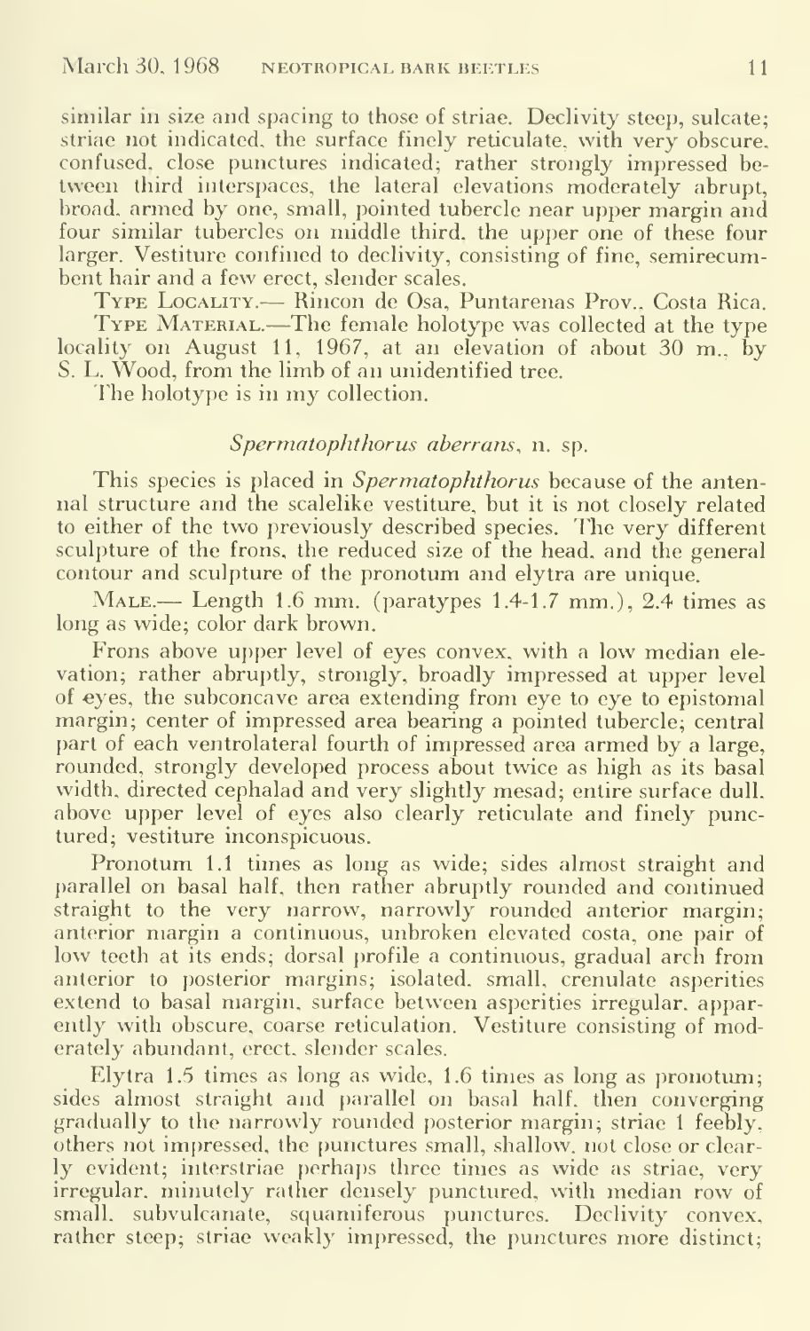similar in size and spacing to those of striae. Declivity steep, sulcate; striae not indicated, the surface finely reticulate, with very obscure, confused, close punctures indicated; rather strongly impressed between third interspaces, the lateral elevations moderately abrupt, broad, armed by one, small, pointed tubercle near upper margin and four similar tubercles on middle third, the upper one of these four larger. Vestiture confined to declivity, consisting of fine, semirecumbent hair and a few erect, slender scales.

Type Locality.— Rincon de Osa, Puntarenas Prov., Costa Rica.

Type Material.—The female holotype was collected at the type locality on August 11, 1967, at an elevation of about 30 m., by S. L. Wood, from the limb of an unidentified tree.

The holotype is in my collection.

### *Spermatophthorus aberrans*, n. sp.

This species is placed in *Spermatophthorus* because of the antennal structure and the scalelike vestiture, but it is not closely related to either of the two previously described species. The very different sculpture of the frons, the reduced size of the head, and the general contour and sculpture of the pronotum and elytra are unique.

Male.— Length 1.6 mm. (paratypes 1.4-1.7 mm.), 2.4 times as long as wide; color dark brown.

Frons above upper level of eyes convex, with a low median elevation; rather abruptly, strongly, broadly impressed at upper level of eyes, the subconcave area extending from eye to eye to epistomal margin; center of impressed area bearing a pointed tubercle; central part of each ventrolateral fourth of impressed area armed by a large, rounded, strongly developed process about twice as high as its basal width, directed cephalad and very slightly mesad; entire surface dull, above upper level of eyes also clearly reticulate and finely punctured; vestiture inconspicuous.

Pronotum 1.1 times as long as wide; sides almost straight and parallel on basal half, then rather abruptly rounded and continued straight to the very narrow, narrowly rounded anterior margin; anterior margin a continuous, unbroken elevated costa, one pair of low teeth at its ends; dorsal profile a continuous, gradual arch from anterior to posterior margins; isolated, small, crenulate asperities extend to basal margin, surface between asperities irregular, apparently with obscure, coarse reticulation. Vestiture consisting of moderately abundant, erect, slender scales.

Elytra 1.5 times as long as wide, 1.6 times as long as pronotum; sides almost straight and parallel on basal half, then converging gradually to the narrowly rounded posterior margin; striae 1 feebly, others not impressed, the punctures small, shallow, not close or clearly evident; interstriae perhaps three times as wide as striae, very irregular, minutely rather densely punctured, with median row of small, subvulcanate, squamiferous punctures. Declivity convex, rather steep; striae weakly impressed, the punctures more distinct;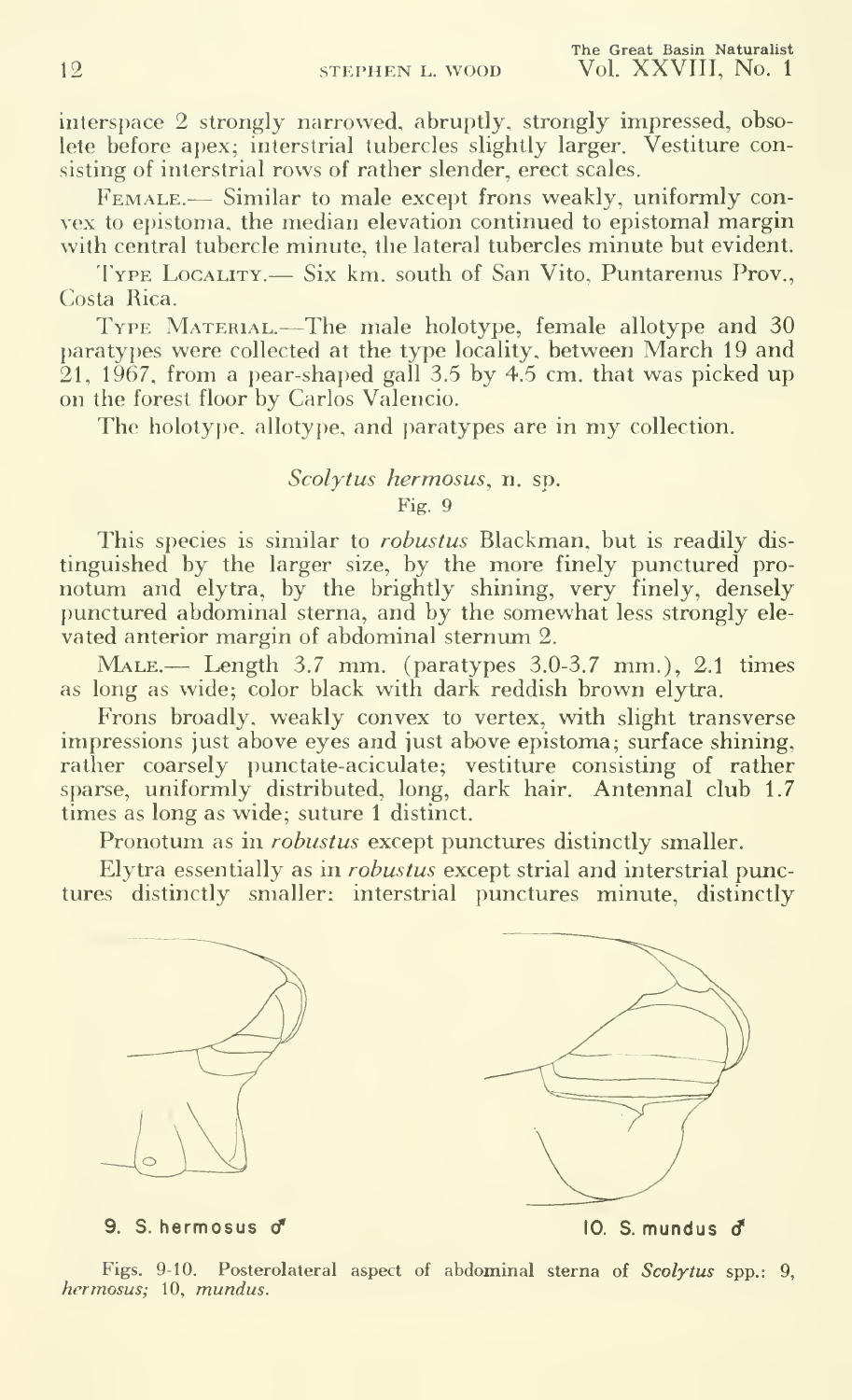interspace 2 strongly narrowed, abruptly, strongly impressed, obsolete before apex; interstrial tubercles slightly larger. Vestiture consisting of interstrial rows of rather slender, erect scales.

Female.— Similar to male except frons weakly, uniformly convex to epistoma, the median elevation continued to epistomal margin with central tubercle minute, the lateral tubercles minute but evident.

Type Locality.— Six km. south of San Vito, Puntarenus Prov., Costa Rica.

Type Material.—The male holotype, female allotype and 30 paratypes were collected at the type locality, between March 19 and 21, 1967, from a pear-shaped gall 3.5 by 4.5 cm. that was picked up on the forest floor by Carlos Valencio.

The holotype, allotype, and paratypes are in my collection.

### *Scolytus hermosus*, n. sp.

Fig. 9

This species is similar to *robustus* Blackman, but is readily distinguished by the larger size, by the more finely punctured pronotum and elytra, by the brightly shining, very finely, densely punctured abdominal sterna, and by the somewhat less strongly elevated anterior margin of abdominal sternum 2.

Male.— Length 3.7 mm. (paratypes 3.0-3.7 mm.), 2.1 times as long as wide; color black with dark reddish brown elytra.

Frons broadly, weakly convex to vertex, with slight transverse impressions just above eyes and just above epistoma; surface shining, rather coarsely punctate-aciculate; vestiture consisting of rather sparse, uniformly distributed, long, dark hair. Antennal club 1.7 times as long as wide; suture 1 distinct.

Pronotum as in *robustus* except punctures distinctly smaller.

Elytra essentially as in *robustus* except strial and interstrial punctures distinctly smaller: interstrial punctures minute, distinctly

9. S. hermosus ♂

10. S. mundus ♂

Figs. 9-10. Posterolateral aspect of abdominal sterna of *Scolytus* spp.: 9, *hermosus;* 10, *mundus.*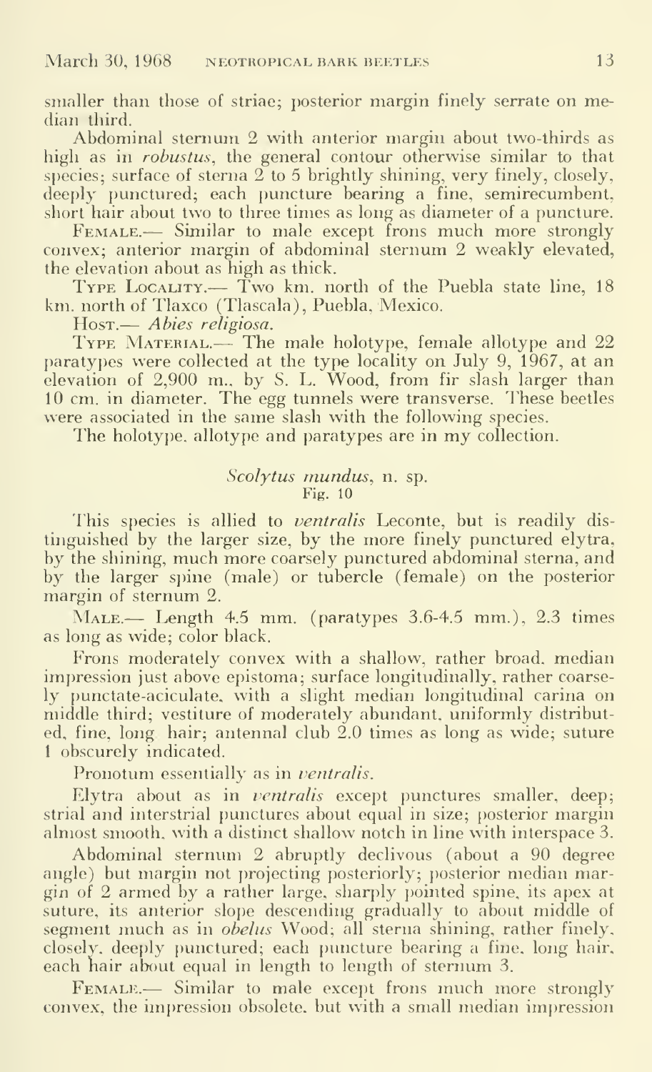smaller than those of striae; posterior margin finely serrate on median third.

Abdominal sternum 2 with anterior margin about two-thirds as high as in *robustus*, the general contour otherwise similar to that species; surface of sterna 2 to 5 brightly shining, very finely, closely, deeply punctured; each puncture bearing a fine, semirecumbent, short hair about two to three times as long as diameter of a puncture.

FEMALE.— Similar to male except frons much more strongly convex; anterior margin of abdominal sternum 2 weakly elevated, the elevation about as high as thick.

TYPE LOCALITY.— Two km. north of the Puebla state line, 18 km. north of Tlaxco (Tlascala), Puebla, Mexico.

HOST.— *Abies religiosa.*

TYPE MATERIAL.— The male holotype, female allotype and 22 paratypes were collected at the type locality on July 9, 1967, at an elevation of 2,900 m., by S. L. Wood, from fir slash larger than 10 cm. in diameter. The egg tunnels were transverse. These beetles were associated in the same slash with the following species.

The holotype, allotype and paratypes are in my collection.

## *Scolytus mundus*, n. sp.

Fig. 10

This species is allied to *ventralis* Leconte, but is readily distinguished by the larger size, by the more finely punctured elytra, by the shining, much more coarsely punctured abdominal sterna, and by the larger spine (male) or tubercle (female) on the posterior margin of sternum 2.

MALE.— Length 4.5 mm. (paratypes 3.6-4.5 mm.), 2.3 times as long as wide; color black.

Frons moderately convex with a shallow, rather broad, median impression just above epistoma; surface longitudinally, rather coarsely punctate-aciculate, with a slight median longitudinal carina on middle third; vestiture of moderately abundant, uniformly distributed, fine, long hair; antennal club 2.0 times as long as wide; suture 1 obscurely indicated.

Pronotum essentially as in *ventralis*.

Elytra about as in *ventralis* except punctures smaller, deep; strial and interstrial punctures about equal in size; posterior margin almost smooth, with a distinct shallow notch in line with interspace 3.

Abdominal sternum 2 abruptly declivous (about a 90 degree angle) but margin not projecting posteriorly; posterior median margin of 2 armed by a rather large, sharply pointed spine, its apex at suture, its anterior slope descending gradually to about middle of segment much as in *obelus* Wood; all sterna shining, rather finely, closely, deeply punctured; each puncture bearing a fine, long hair, each hair about equal in length to length of sternum 3.

FEMALE.— Similar to male except frons much more strongly convex, the impression obsolete, but with a small median impression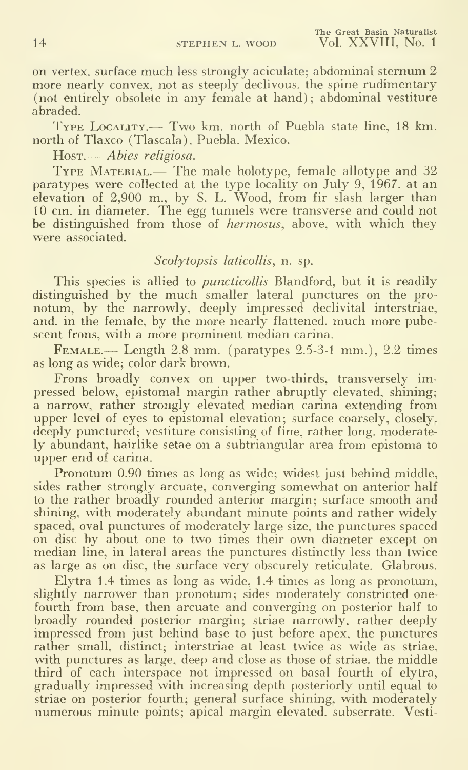on vertex, surface much less strongly aciculate; abdominal sternum 2 more nearly convex, not as steeply declivous, the spine rudimentary (not entirely obsolete in any female at hand); abdominal vestiture abraded.

Type Locality.— Two km. north of Puebla state line, 18 km. north of Tlaxco (Tlascala), Puebla, Mexico.

Host.— *Abies religiosa*.

Type Material.— The male holotype, female allotype and 32 paratypes were collected at the type locality on July 9, 1967, at an elevation of 2,900 m., by S. L. Wood, from fir slash larger than 10 cm. in diameter. The egg tunnels were transverse and could not be distinguished from those of *hermosus*, above, with which they were associated.

### *Scolytopsis laticollis*, n. sp.

This species is allied to *puncticollis* Blandford, but it is readily distinguished by the much smaller lateral punctures on the pronotum, by the narrowly, deeply impressed declivital interstriae, and, in the female, by the more nearly flattened, much more pubescent frons, with a more prominent median carina.

Female.— Length 2.8 mm. (paratypes 2.5-3-1 mm.), 2.2 times as long as wide; color dark brown.

Frons broadly convex on upper two-thirds, transversely impressed below, epistomal margin rather abruptly elevated, shining; a narrow, rather strongly elevated median carina extending from upper level of eyes to epistomal elevation; surface coarsely, closely, deeply punctured; vestiture consisting of fine, rather long, moderately abundant, hairlike setae on a subtriangular area from epistoma to upper end of carina.

Pronotum 0.90 times as long as wide; widest just behind middle, sides rather strongly arcuate, converging somewhat on anterior half to the rather broadly rounded anterior margin; surface smooth and shining, with moderately abundant minute points and rather widely spaced, oval punctures of moderately large size, the punctures spaced on disc by about one to two times their own diameter except on median line, in lateral areas the punctures distinctly less than twice as large as on disc, the surface very obscurely reticulate. Glabrous.

Elytra 1.4 times as long as wide, 1.4 times as long as pronotum, slightly narrower than pronotum; sides moderately constricted one-fourth from base, then arcuate and converging on posterior half to broadly rounded posterior margin; striae narrowly, rather deeply impressed from just behind base to just before apex, the punctures rather small, distinct; interstriae at least twice as wide as striae, with punctures as large, deep and close as those of striae, the middle third of each interspace not impressed on basal fourth of elytra, gradually impressed with increasing depth posteriorly until equal to striae on posterior fourth; general surface shining, with moderately numerous minute points; apical margin elevated, subserrate. Vesti-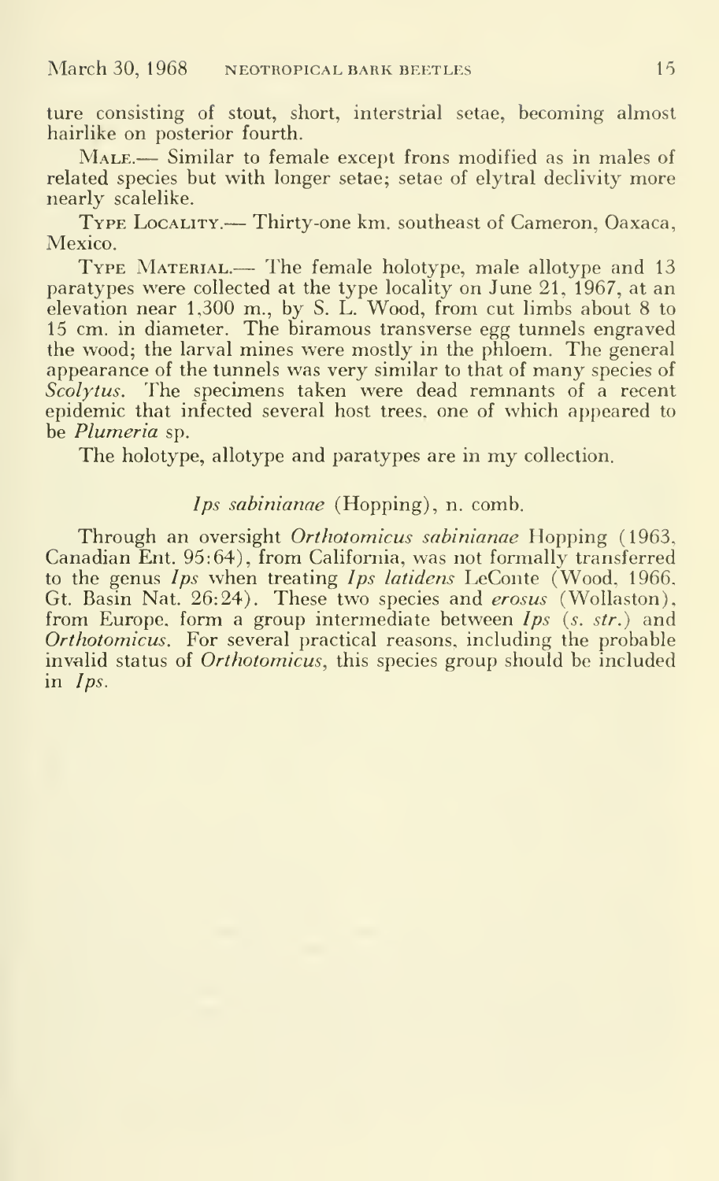ture consisting of stout, short, interstrial setae, becoming almost hairlike on posterior fourth.

MALE.— Similar to female except frons modified as in males of related species but with longer setae; setae of elytral declivity more nearly scalelike.

TYPE LOCALITY.— Thirty-one km. southeast of Cameron, Oaxaca, Mexico.

TYPE MATERIAL.— The female holotype, male allotype and 13 paratypes were collected at the type locality on June 21, 1967, at an elevation near 1,300 m., by S. L. Wood, from cut limbs about 8 to 15 cm. in diameter. The biramous transverse egg tunnels engraved the wood; the larval mines were mostly in the phloem. The general appearance of the tunnels was very similar to that of many species of *Scolytus*. The specimens taken were dead remnants of a recent epidemic that infected several host trees, one of which appeared to be *Plumeria* sp.

The holotype, allotype and paratypes are in my collection.

### *Ips sabinianae* (Hopping), n. comb.

Through an oversight *Orthotomicus sabinianae* Hopping (1963, Canadian Ent. 95:64), from California, was not formally transferred to the genus *Ips* when treating *Ips latidens* LeConte (Wood, 1966, Gt. Basin Nat. 26:24). These two species and *erosus* (Wollaston), from Europe, form a group intermediate between *Ips* (*s. str.*) and *Orthotomicus*. For several practical reasons, including the probable invalid status of *Orthotomicus*, this species group should be included in *Ips*.